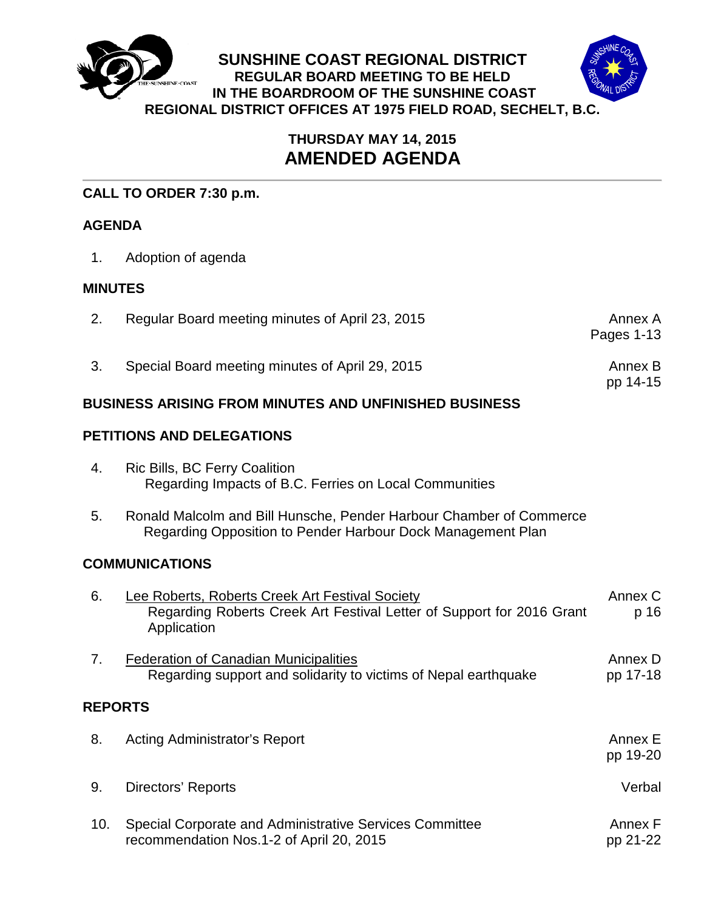# SUNSHINE COAST REGIONAL DISTRICT

**REGULAR BOARD MEETING TO BE HELD IN THE BOARDROOM OF THE SUNSHINE COAST REGIONAL DISTRICT OFFICES AT 1975 FIELD ROAD, SECHELT, B.C.**

**THURSDAY MAY 14, 2015**

## AMENDED AGENDA

**CALL TO ORDER 7:30 p.m.**

**AGENDA**

| | | |
|---|---|---|
| 1. | Adoption of agenda | |

**MINUTES**

| | | |
|---|---|---|
| 2. | Regular Board meeting minutes of April 23, 2015 | Annex A Pages 1-13 |
| 3. | Special Board meeting minutes of April 29, 2015 | Annex B pp 14-15 |

**BUSINESS ARISING FROM MINUTES AND UNFINISHED BUSINESS**

**PETITIONS AND DELEGATIONS**

| | | |
|---|---|---|
| 4. | Ric Bills, BC Ferry Coalition<br>Regarding Impacts of B.C. Ferries on Local Communities | |
| 5. | Ronald Malcolm and Bill Hunsche, Pender Harbour Chamber of Commerce<br>Regarding Opposition to Pender Harbour Dock Management Plan | |

**COMMUNICATIONS**

| | | |
|---|---|---|
| 6. | <u>Lee Roberts, Roberts Creek Art Festival Society</u><br>Regarding Roberts Creek Art Festival Letter of Support for 2016 Grant Application | Annex C p 16 |
| 7. | <u>Federation of Canadian Municipalities</u><br>Regarding support and solidarity to victims of Nepal earthquake | Annex D pp 17-18 |

**REPORTS**

| | | |
|---|---|---|
| 8. | Acting Administrator's Report | Annex E pp 19-20 |
| 9. | Directors' Reports | Verbal |
| 10. | Special Corporate and Administrative Services Committee recommendation Nos.1-2 of April 20, 2015 | Annex F pp 21-22 |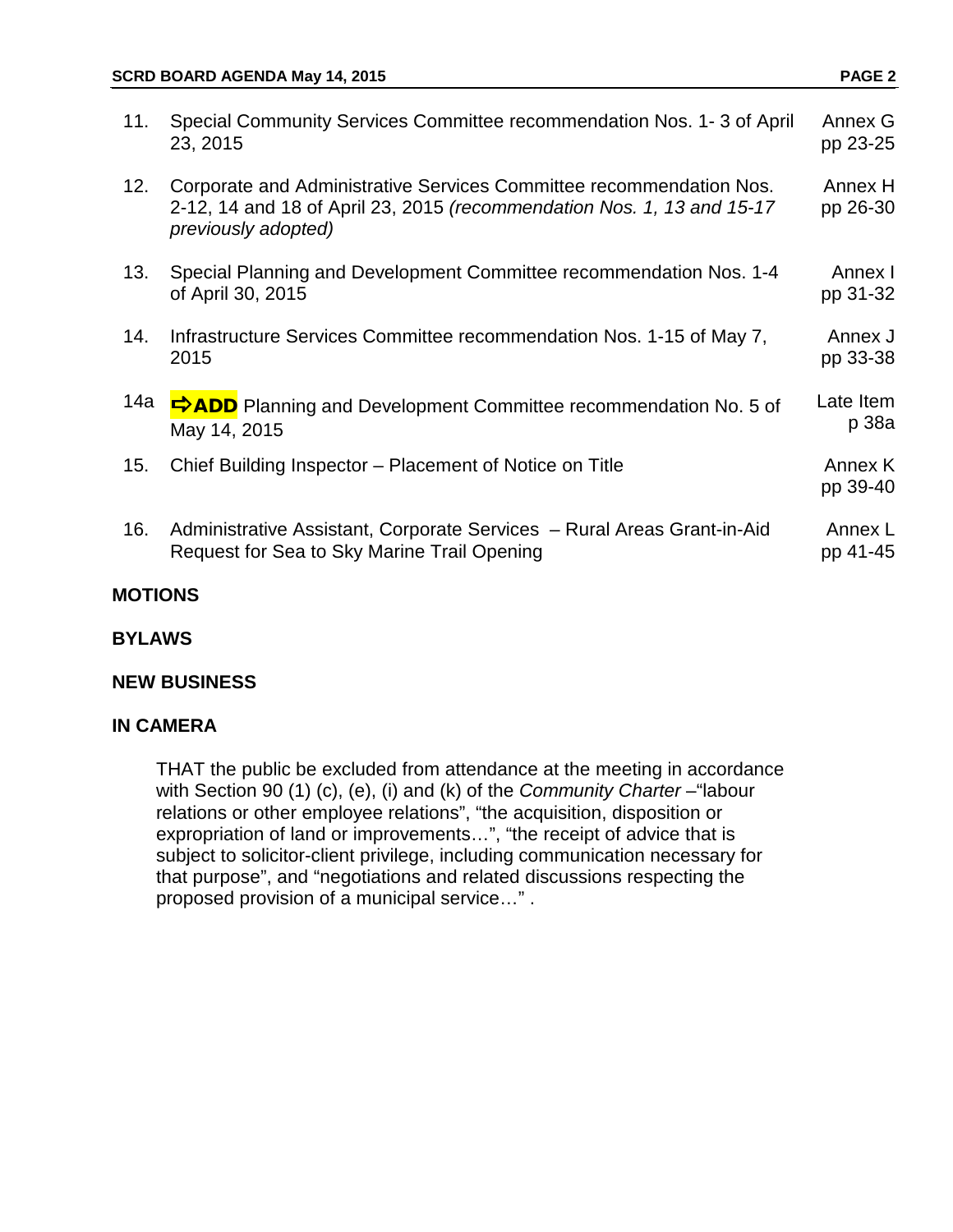| | | |
|---|---|---|
| 11. | Special Community Services Committee recommendation Nos. 1- 3 of April 23, 2015 | Annex G pp 23-25 |
| 12. | Corporate and Administrative Services Committee recommendation Nos. 2-12, 14 and 18 of April 23, 2015 *(recommendation Nos. 1, 13 and 15-17 previously adopted)* | Annex H pp 26-30 |
| 13. | Special Planning and Development Committee recommendation Nos. 1-4 of April 30, 2015 | Annex I pp 31-32 |
| 14. | Infrastructure Services Committee recommendation Nos. 1-15 of May 7, 2015 | Annex J pp 33-38 |
| 14a | **⇨ADD** Planning and Development Committee recommendation No. 5 of May 14, 2015 | Late Item p 38a |
| 15. | Chief Building Inspector – Placement of Notice on Title | Annex K pp 39-40 |
| 16. | Administrative Assistant, Corporate Services – Rural Areas Grant-in-Aid Request for Sea to Sky Marine Trail Opening | Annex L pp 41-45 |

**MOTIONS**

**BYLAWS**

**NEW BUSINESS**

**IN CAMERA**

THAT the public be excluded from attendance at the meeting in accordance with Section 90 (1) (c), (e), (i) and (k) of the *Community Charter* –"labour relations or other employee relations", "the acquisition, disposition or expropriation of land or improvements…", "the receipt of advice that is subject to solicitor-client privilege, including communication necessary for that purpose", and "negotiations and related discussions respecting the proposed provision of a municipal service…" .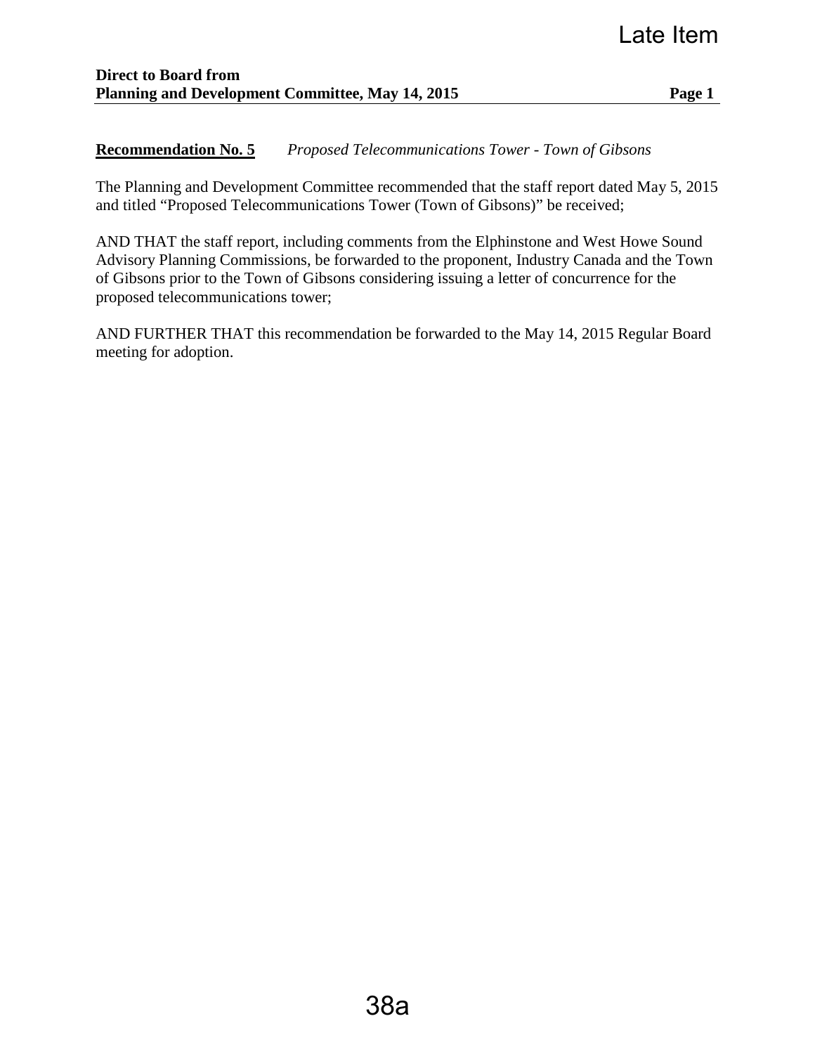Late Item

**Direct to Board from**
**Planning and Development Committee, May 14, 2015**

**Recommendation No. 5** *Proposed Telecommunications Tower - Town of Gibsons*

The Planning and Development Committee recommended that the staff report dated May 5, 2015 and titled "Proposed Telecommunications Tower (Town of Gibsons)" be received;

AND THAT the staff report, including comments from the Elphinstone and West Howe Sound Advisory Planning Commissions, be forwarded to the proponent, Industry Canada and the Town of Gibsons prior to the Town of Gibsons considering issuing a letter of concurrence for the proposed telecommunications tower;

AND FURTHER THAT this recommendation be forwarded to the May 14, 2015 Regular Board meeting for adoption.